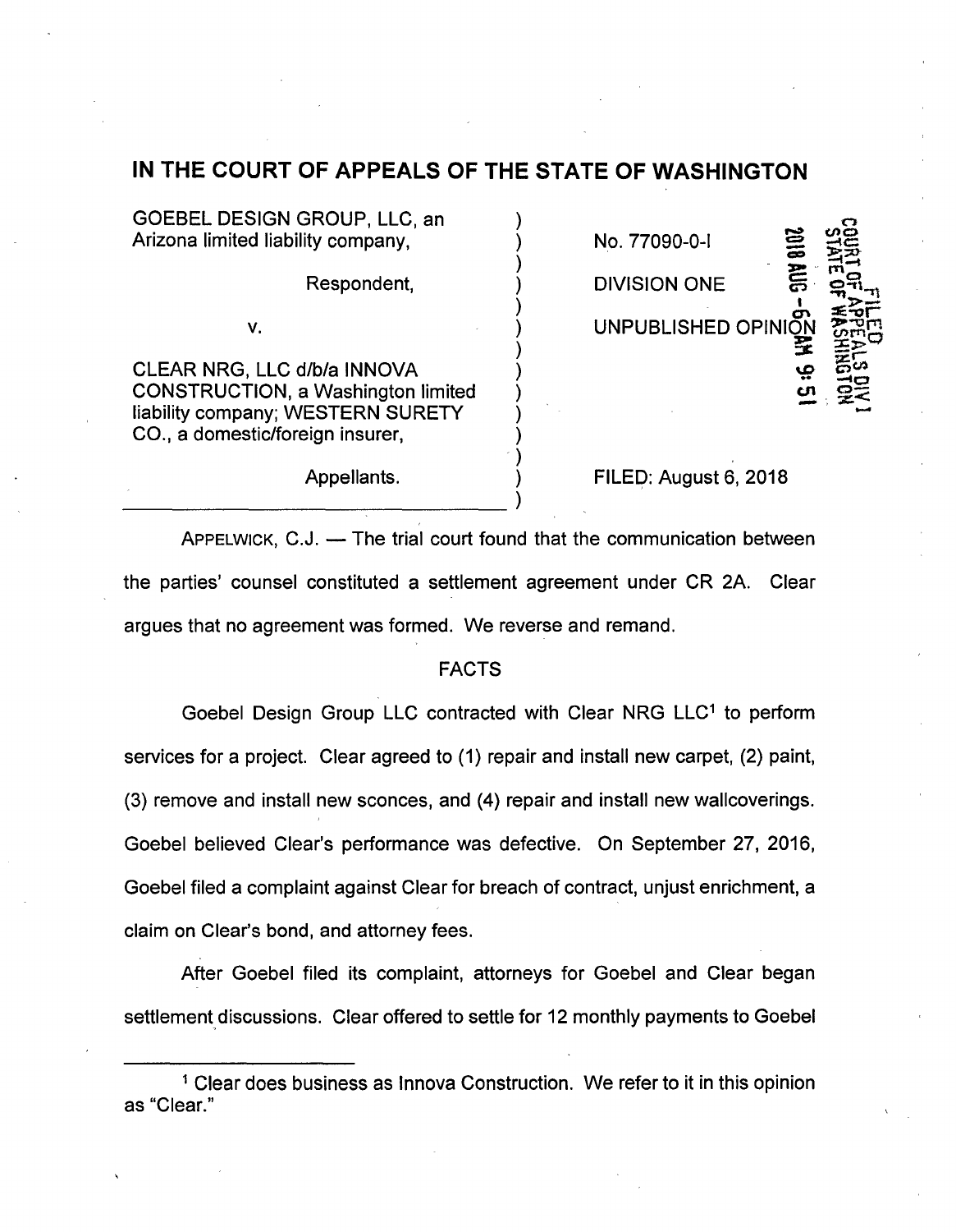# IN THE COURT OF APPEALS OF THE STATE OF WASHINGTON

| | |
|---|---|
| GOEBEL DESIGN GROUP, LLC, an Arizona limited liability company,<br><br>Respondent,<br><br>v.<br><br>CLEAR NRG, LLC d/b/a INNOVA CONSTRUCTION, a Washington limited liability company; WESTERN SURETY CO., a domestic/foreign insurer,<br><br>Appellants. | No. 77090-0-I<br><br>DIVISION ONE<br><br>UNPUBLISHED OPINION<br><br>FILED: August 6, 2018 |

FILED COURT OF APPEALS DIV I STATE OF WASHINGTON 2018 AUG -6 AM 9:51

APPELWICK, C.J. — The trial court found that the communication between the parties' counsel constituted a settlement agreement under CR 2A. Clear argues that no agreement was formed. We reverse and remand.

## FACTS

Goebel Design Group LLC contracted with Clear NRG LLC[1] to perform services for a project. Clear agreed to (1) repair and install new carpet, (2) paint, (3) remove and install new sconces, and (4) repair and install new wallcoverings. Goebel believed Clear's performance was defective. On September 27, 2016, Goebel filed a complaint against Clear for breach of contract, unjust enrichment, a claim on Clear's bond, and attorney fees.

After Goebel filed its complaint, attorneys for Goebel and Clear began settlement discussions. Clear offered to settle for 12 monthly payments to Goebel

[1] Clear does business as Innova Construction. We refer to it in this opinion as "Clear."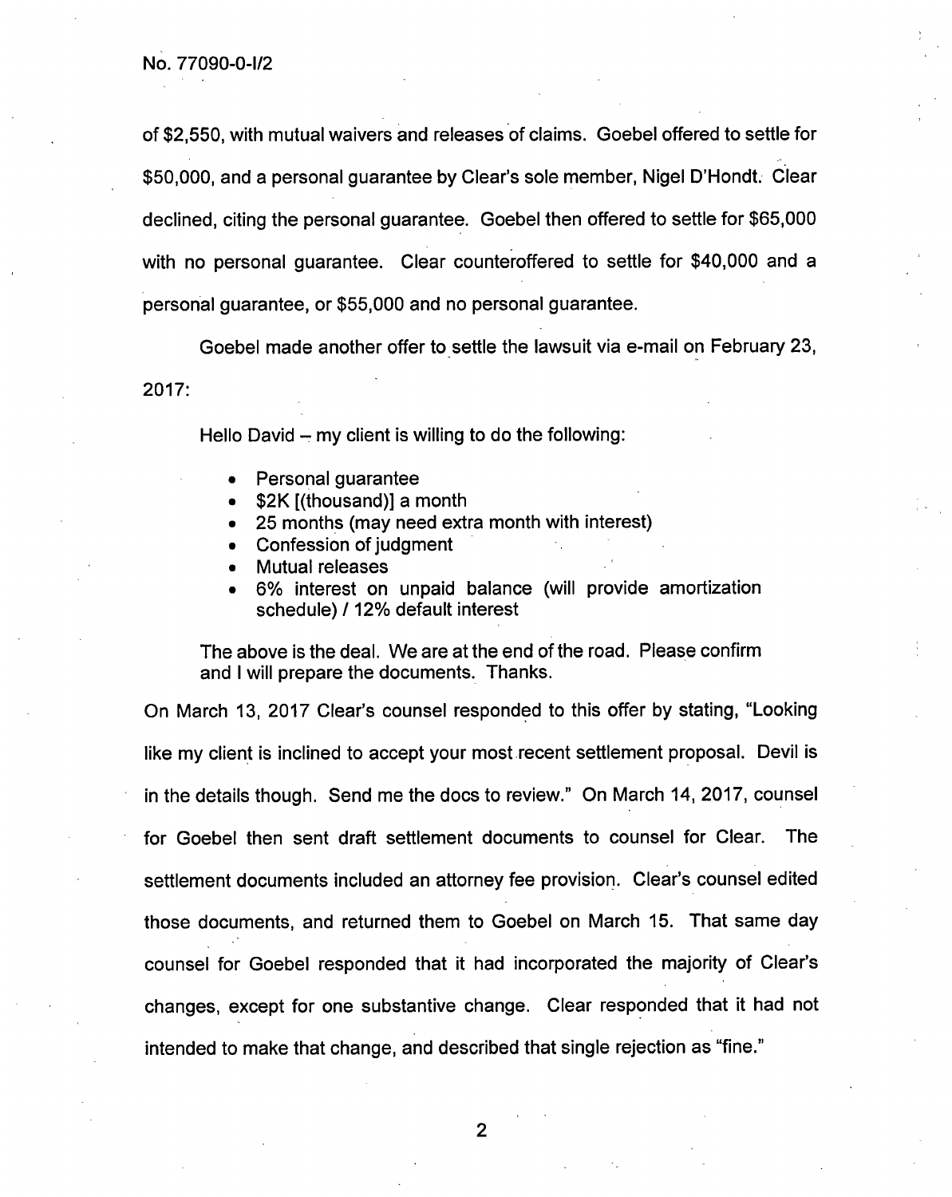of $2,550, with mutual waivers and releases of claims. Goebel offered to settle for $50,000, and a personal guarantee by Clear's sole member, Nigel D'Hondt. Clear declined, citing the personal guarantee. Goebel then offered to settle for $65,000 with no personal guarantee. Clear counteroffered to settle for $40,000 and a personal guarantee, or $55,000 and no personal guarantee.

Goebel made another offer to settle the lawsuit via e-mail on February 23, 2017:

> Hello David – my client is willing to do the following:
>
> - Personal guarantee
> - $2K [(thousand)] a month
> - 25 months (may need extra month with interest)
> - Confession of judgment
> - Mutual releases
> - 6% interest on unpaid balance (will provide amortization schedule) / 12% default interest
>
> The above is the deal. We are at the end of the road. Please confirm and I will prepare the documents. Thanks.

On March 13, 2017 Clear's counsel responded to this offer by stating, "Looking like my client is inclined to accept your most recent settlement proposal. Devil is in the details though. Send me the docs to review." On March 14, 2017, counsel for Goebel then sent draft settlement documents to counsel for Clear. The settlement documents included an attorney fee provision. Clear's counsel edited those documents, and returned them to Goebel on March 15. That same day counsel for Goebel responded that it had incorporated the majority of Clear's changes, except for one substantive change. Clear responded that it had not intended to make that change, and described that single rejection as "fine."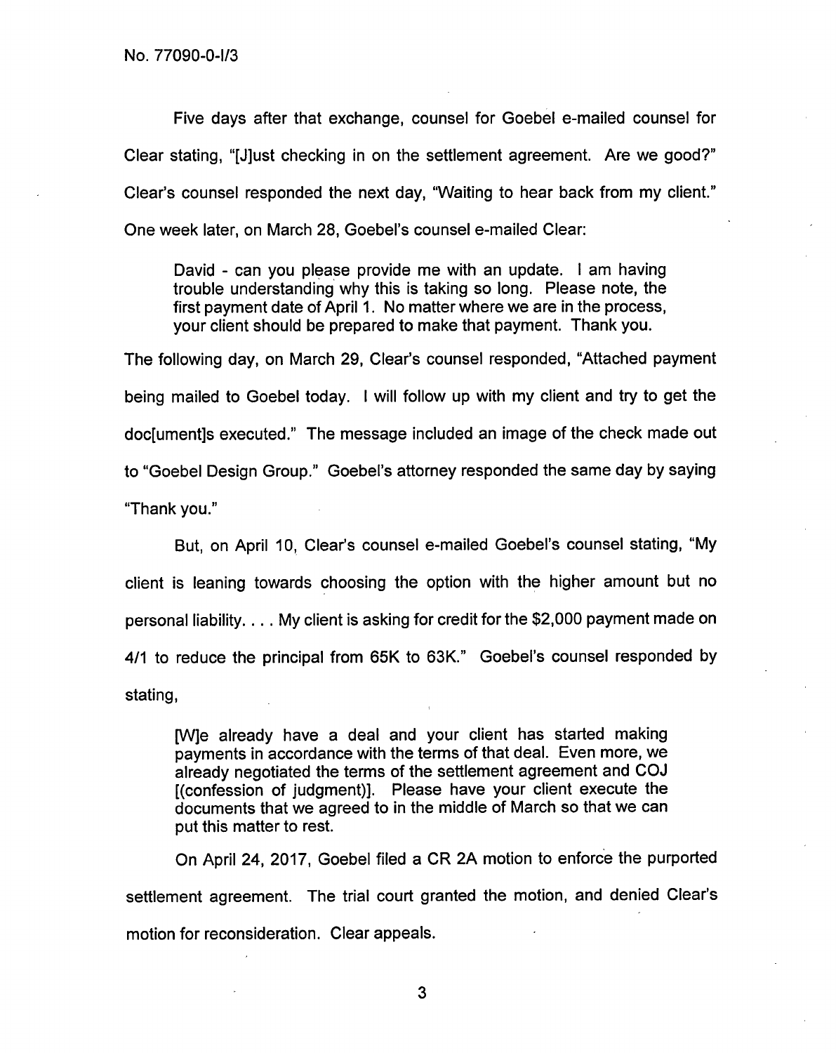Five days after that exchange, counsel for Goebel e-mailed counsel for Clear stating, "[J]ust checking in on the settlement agreement. Are we good?" Clear's counsel responded the next day, "Waiting to hear back from my client." One week later, on March 28, Goebel's counsel e-mailed Clear:

> David - can you please provide me with an update. I am having trouble understanding why this is taking so long. Please note, the first payment date of April 1. No matter where we are in the process, your client should be prepared to make that payment. Thank you.

The following day, on March 29, Clear's counsel responded, "Attached payment being mailed to Goebel today. I will follow up with my client and try to get the doc[ument]s executed." The message included an image of the check made out to "Goebel Design Group." Goebel's attorney responded the same day by saying "Thank you."

But, on April 10, Clear's counsel e-mailed Goebel's counsel stating, "My client is leaning towards choosing the option with the higher amount but no personal liability. . . . My client is asking for credit for the $2,000 payment made on 4/1 to reduce the principal from 65K to 63K." Goebel's counsel responded by stating,

> [W]e already have a deal and your client has started making payments in accordance with the terms of that deal. Even more, we already negotiated the terms of the settlement agreement and COJ [(confession of judgment)]. Please have your client execute the documents that we agreed to in the middle of March so that we can put this matter to rest.

On April 24, 2017, Goebel filed a CR 2A motion to enforce the purported settlement agreement. The trial court granted the motion, and denied Clear's motion for reconsideration. Clear appeals.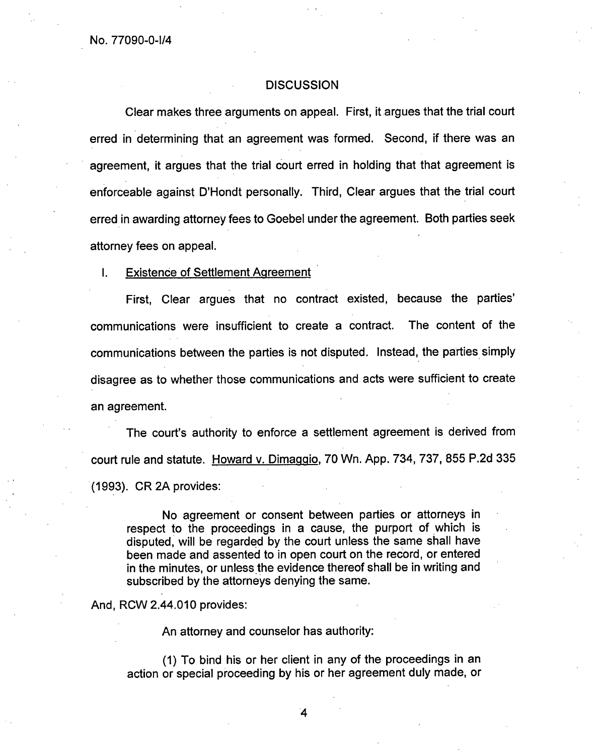## DISCUSSION

Clear makes three arguments on appeal. First, it argues that the trial court erred in determining that an agreement was formed. Second, if there was an agreement, it argues that the trial court erred in holding that that agreement is enforceable against D'Hondt personally. Third, Clear argues that the trial court erred in awarding attorney fees to Goebel under the agreement. Both parties seek attorney fees on appeal.

### I. Existence of Settlement Agreement

First, Clear argues that no contract existed, because the parties' communications were insufficient to create a contract. The content of the communications between the parties is not disputed. Instead, the parties simply disagree as to whether those communications and acts were sufficient to create an agreement.

The court's authority to enforce a settlement agreement is derived from court rule and statute. Howard v. Dimaggio, 70 Wn. App. 734, 737, 855 P.2d 335 (1993). CR 2A provides:

> No agreement or consent between parties or attorneys in respect to the proceedings in a cause, the purport of which is disputed, will be regarded by the court unless the same shall have been made and assented to in open court on the record, or entered in the minutes, or unless the evidence thereof shall be in writing and subscribed by the attorneys denying the same.

And, RCW 2.44.010 provides:

> An attorney and counselor has authority:
>
> (1) To bind his or her client in any of the proceedings in an action or special proceeding by his or her agreement duly made, or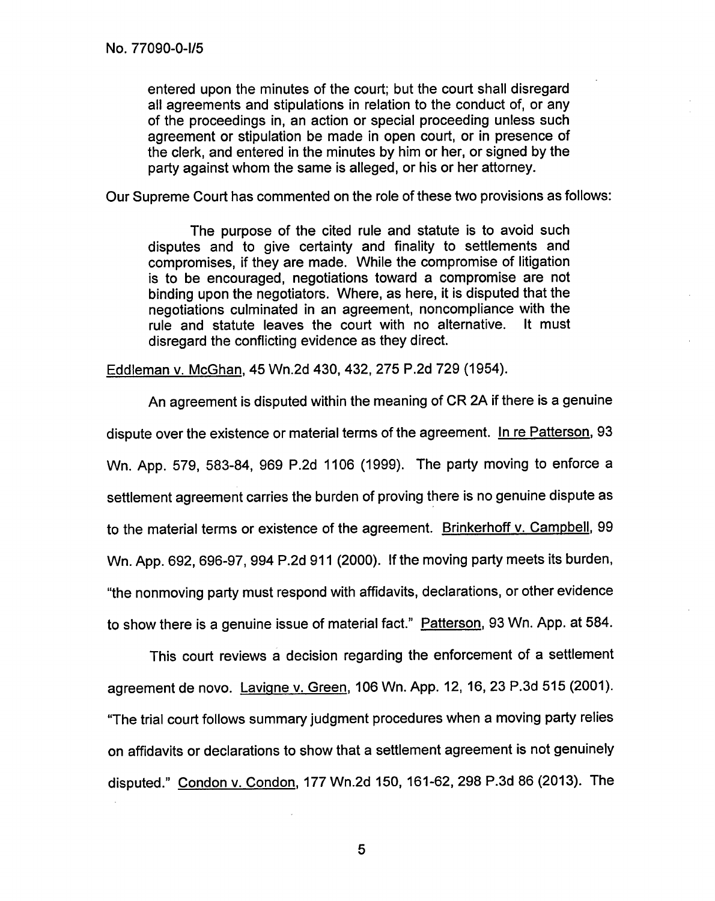> entered upon the minutes of the court; but the court shall disregard all agreements and stipulations in relation to the conduct of, or any of the proceedings in, an action or special proceeding unless such agreement or stipulation be made in open court, or in presence of the clerk, and entered in the minutes by him or her, or signed by the party against whom the same is alleged, or his or her attorney.

Our Supreme Court has commented on the role of these two provisions as follows:

> The purpose of the cited rule and statute is to avoid such disputes and to give certainty and finality to settlements and compromises, if they are made. While the compromise of litigation is to be encouraged, negotiations toward a compromise are not binding upon the negotiators. Where, as here, it is disputed that the negotiations culminated in an agreement, noncompliance with the rule and statute leaves the court with no alternative. It must disregard the conflicting evidence as they direct.

Eddleman v. McGhan, 45 Wn.2d 430, 432, 275 P.2d 729 (1954).

An agreement is disputed within the meaning of CR 2A if there is a genuine dispute over the existence or material terms of the agreement. In re Patterson, 93 Wn. App. 579, 583-84, 969 P.2d 1106 (1999). The party moving to enforce a settlement agreement carries the burden of proving there is no genuine dispute as to the material terms or existence of the agreement. Brinkerhoff v. Campbell, 99 Wn. App. 692, 696-97, 994 P.2d 911 (2000). If the moving party meets its burden, "the nonmoving party must respond with affidavits, declarations, or other evidence to show there is a genuine issue of material fact." Patterson, 93 Wn. App. at 584.

This court reviews a decision regarding the enforcement of a settlement agreement de novo. Lavigne v. Green, 106 Wn. App. 12, 16, 23 P.3d 515 (2001). "The trial court follows summary judgment procedures when a moving party relies on affidavits or declarations to show that a settlement agreement is not genuinely disputed." Condon v. Condon, 177 Wn.2d 150, 161-62, 298 P.3d 86 (2013). The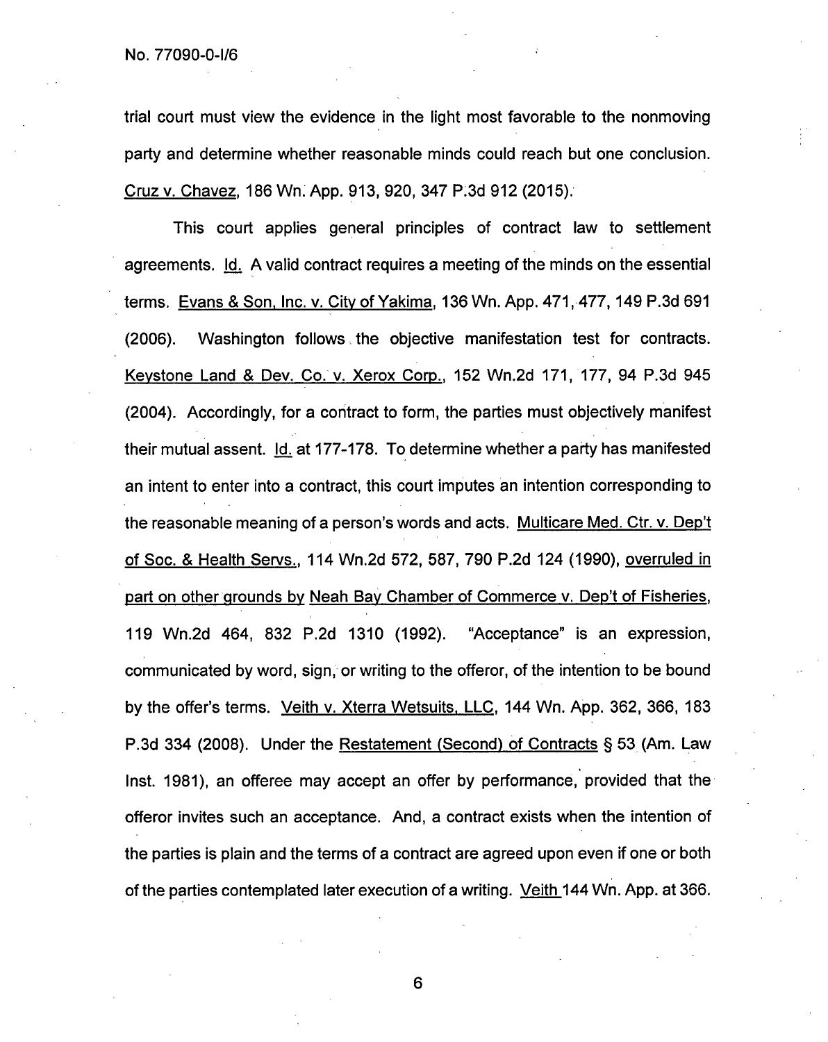trial court must view the evidence in the light most favorable to the nonmoving party and determine whether reasonable minds could reach but one conclusion. Cruz v. Chavez, 186 Wn. App. 913, 920, 347 P.3d 912 (2015).

This court applies general principles of contract law to settlement agreements. Id. A valid contract requires a meeting of the minds on the essential terms. Evans & Son, Inc. v. City of Yakima, 136 Wn. App. 471, 477, 149 P.3d 691 (2006). Washington follows the objective manifestation test for contracts. Keystone Land & Dev. Co. v. Xerox Corp., 152 Wn.2d 171, 177, 94 P.3d 945 (2004). Accordingly, for a contract to form, the parties must objectively manifest their mutual assent. Id. at 177-178. To determine whether a party has manifested an intent to enter into a contract, this court imputes an intention corresponding to the reasonable meaning of a person's words and acts. Multicare Med. Ctr. v. Dep't of Soc. & Health Servs., 114 Wn.2d 572, 587, 790 P.2d 124 (1990), overruled in part on other grounds by Neah Bay Chamber of Commerce v. Dep't of Fisheries, 119 Wn.2d 464, 832 P.2d 1310 (1992). "Acceptance" is an expression, communicated by word, sign, or writing to the offeror, of the intention to be bound by the offer's terms. Veith v. Xterra Wetsuits, LLC, 144 Wn. App. 362, 366, 183 P.3d 334 (2008). Under the Restatement (Second) of Contracts § 53 (Am. Law Inst. 1981), an offeree may accept an offer by performance, provided that the offeror invites such an acceptance. And, a contract exists when the intention of the parties is plain and the terms of a contract are agreed upon even if one or both of the parties contemplated later execution of a writing. Veith 144 Wn. App. at 366.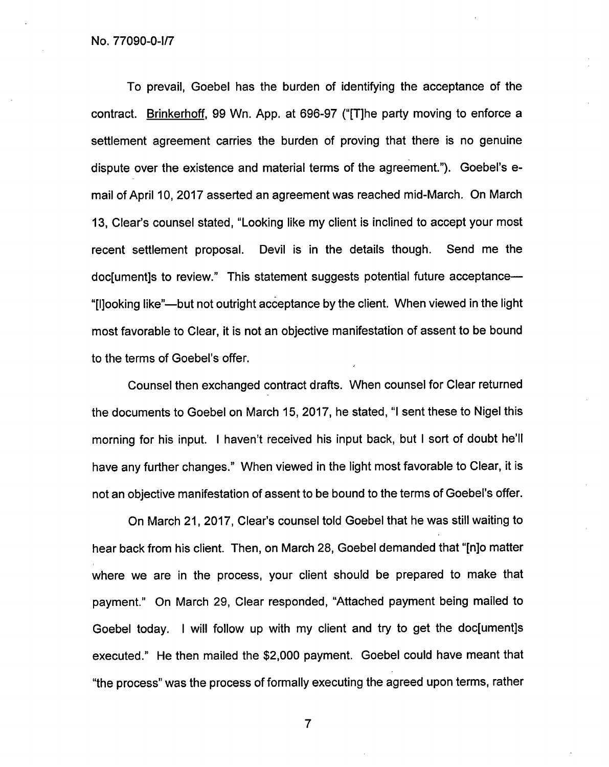To prevail, Goebel has the burden of identifying the acceptance of the contract. Brinkerhoff, 99 Wn. App. at 696-97 ("[T]he party moving to enforce a settlement agreement carries the burden of proving that there is no genuine dispute over the existence and material terms of the agreement."). Goebel's e-mail of April 10, 2017 asserted an agreement was reached mid-March. On March 13, Clear's counsel stated, "Looking like my client is inclined to accept your most recent settlement proposal. Devil is in the details though. Send me the doc[ument]s to review." This statement suggests potential future acceptance—"[l]ooking like"—but not outright acceptance by the client. When viewed in the light most favorable to Clear, it is not an objective manifestation of assent to be bound to the terms of Goebel's offer.

Counsel then exchanged contract drafts. When counsel for Clear returned the documents to Goebel on March 15, 2017, he stated, "I sent these to Nigel this morning for his input. I haven't received his input back, but I sort of doubt he'll have any further changes." When viewed in the light most favorable to Clear, it is not an objective manifestation of assent to be bound to the terms of Goebel's offer.

On March 21, 2017, Clear's counsel told Goebel that he was still waiting to hear back from his client. Then, on March 28, Goebel demanded that "[n]o matter where we are in the process, your client should be prepared to make that payment." On March 29, Clear responded, "Attached payment being mailed to Goebel today. I will follow up with my client and try to get the doc[ument]s executed." He then mailed the $2,000 payment. Goebel could have meant that "the process" was the process of formally executing the agreed upon terms, rather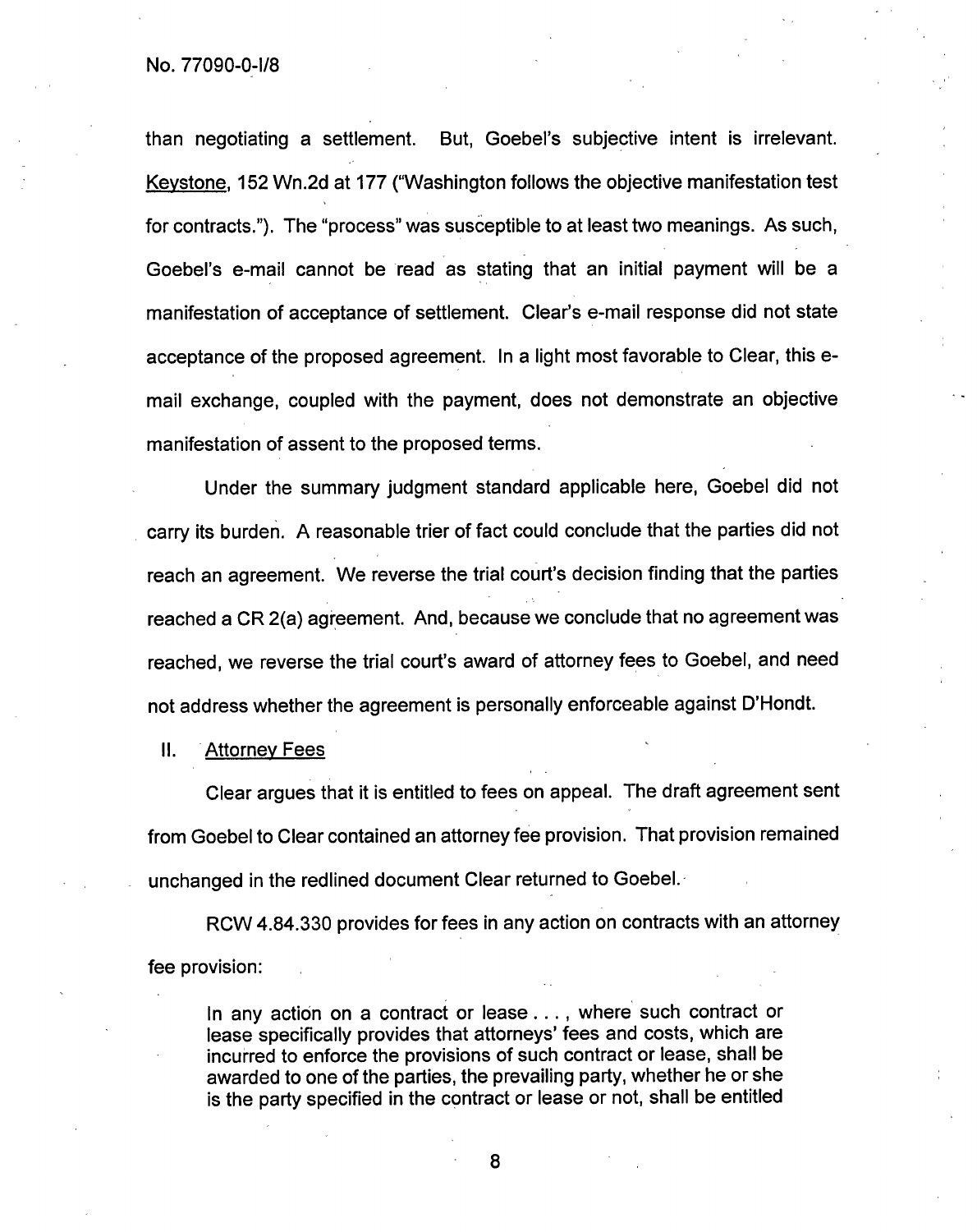than negotiating a settlement. But, Goebel's subjective intent is irrelevant. Keystone, 152 Wn.2d at 177 ("Washington follows the objective manifestation test for contracts."). The "process" was susceptible to at least two meanings. As such, Goebel's e-mail cannot be read as stating that an initial payment will be a manifestation of acceptance of settlement. Clear's e-mail response did not state acceptance of the proposed agreement. In a light most favorable to Clear, this e-mail exchange, coupled with the payment, does not demonstrate an objective manifestation of assent to the proposed terms.

Under the summary judgment standard applicable here, Goebel did not carry its burden. A reasonable trier of fact could conclude that the parties did not reach an agreement. We reverse the trial court's decision finding that the parties reached a CR 2(a) agreement. And, because we conclude that no agreement was reached, we reverse the trial court's award of attorney fees to Goebel, and need not address whether the agreement is personally enforceable against D'Hondt.

II. Attorney Fees

Clear argues that it is entitled to fees on appeal. The draft agreement sent from Goebel to Clear contained an attorney fee provision. That provision remained unchanged in the redlined document Clear returned to Goebel.

RCW 4.84.330 provides for fees in any action on contracts with an attorney fee provision:

> In any action on a contract or lease . . . , where such contract or lease specifically provides that attorneys' fees and costs, which are incurred to enforce the provisions of such contract or lease, shall be awarded to one of the parties, the prevailing party, whether he or she is the party specified in the contract or lease or not, shall be entitled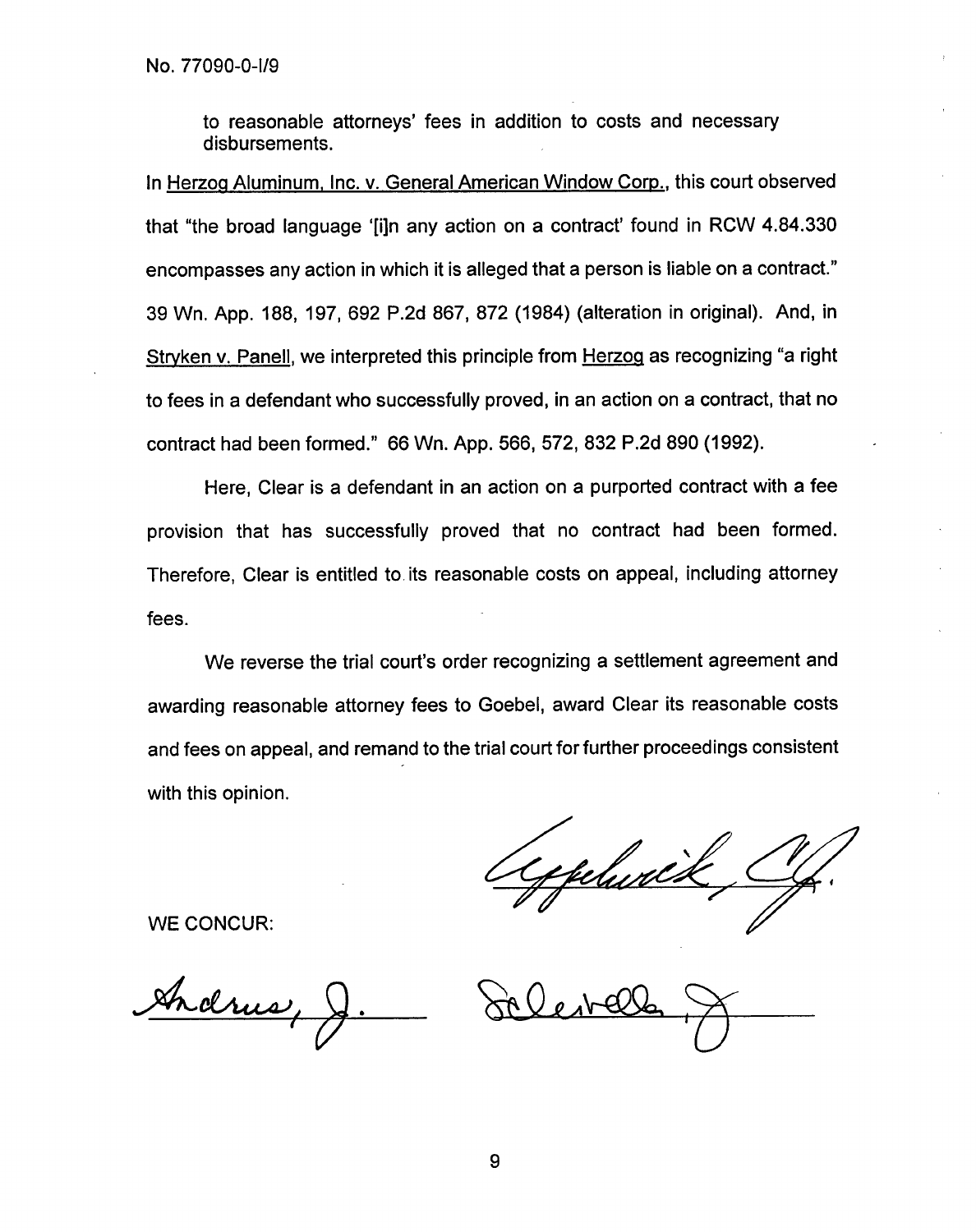to reasonable attorneys' fees in addition to costs and necessary disbursements.

In Herzog Aluminum, Inc. v. General American Window Corp., this court observed that "the broad language '[i]n any action on a contract' found in RCW 4.84.330 encompasses any action in which it is alleged that a person is liable on a contract." 39 Wn. App. 188, 197, 692 P.2d 867, 872 (1984) (alteration in original). And, in Stryken v. Panell, we interpreted this principle from Herzog as recognizing "a right to fees in a defendant who successfully proved, in an action on a contract, that no contract had been formed." 66 Wn. App. 566, 572, 832 P.2d 890 (1992).

Here, Clear is a defendant in an action on a purported contract with a fee provision that has successfully proved that no contract had been formed. Therefore, Clear is entitled to its reasonable costs on appeal, including attorney fees.

We reverse the trial court's order recognizing a settlement agreement and awarding reasonable attorney fees to Goebel, award Clear its reasonable costs and fees on appeal, and remand to the trial court for further proceedings consistent with this opinion.

Appelwick, C.J.

WE CONCUR:

Andrus, J.

Schindler, J.